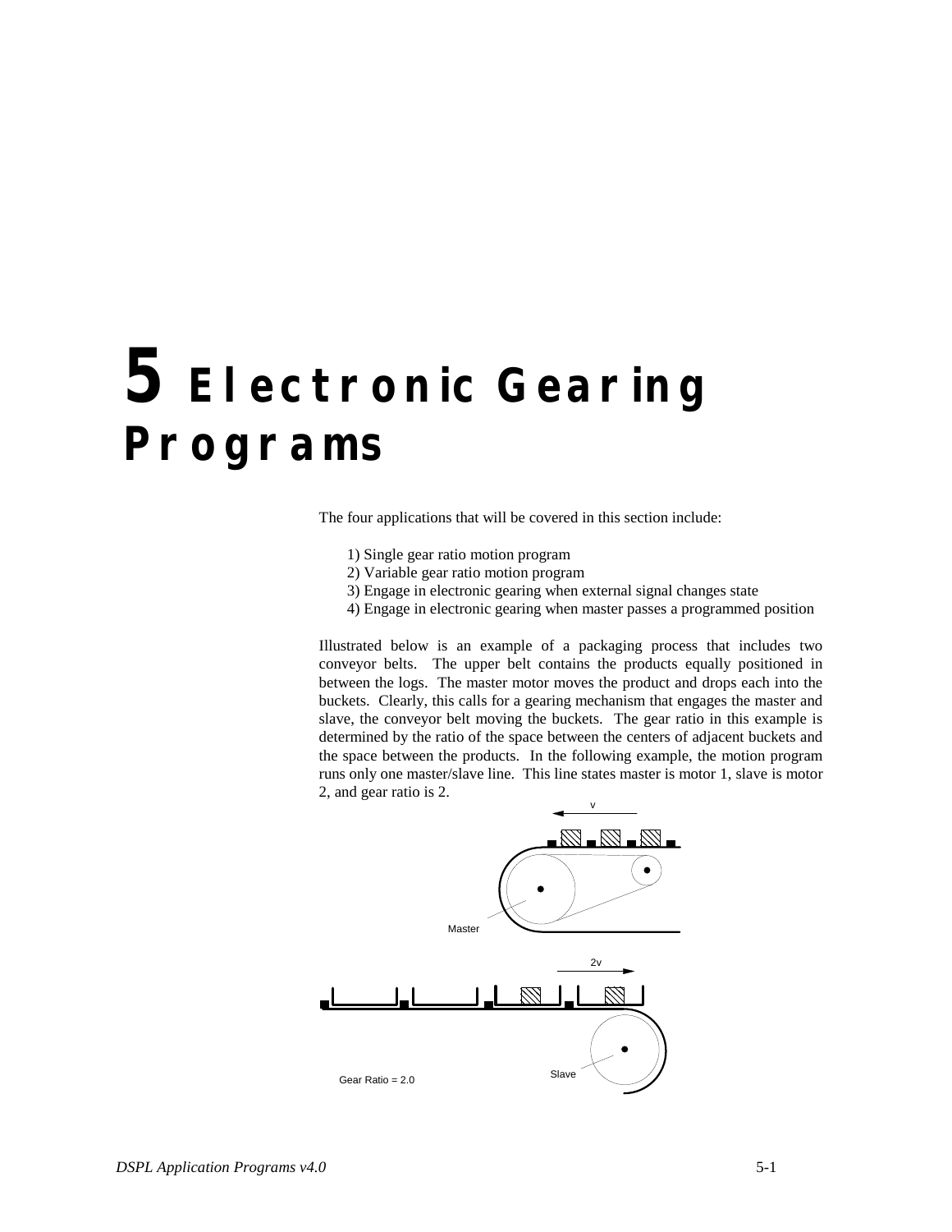# 5 Electronic Gearing Programs

The four applications that will be covered in this section include:

1) Single gear ratio motion program
2) Variable gear ratio motion program
3) Engage in electronic gearing when external signal changes state
4) Engage in electronic gearing when master passes a programmed position

Illustrated below is an example of a packaging process that includes two conveyor belts. The upper belt contains the products equally positioned in between the logs. The master motor moves the product and drops each into the buckets. Clearly, this calls for a gearing mechanism that engages the master and slave, the conveyor belt moving the buckets. The gear ratio in this example is determined by the ratio of the space between the centers of adjacent buckets and the space between the products. In the following example, the motion program runs only one master/slave line. This line states master is motor 1, slave is motor 2, and gear ratio is 2.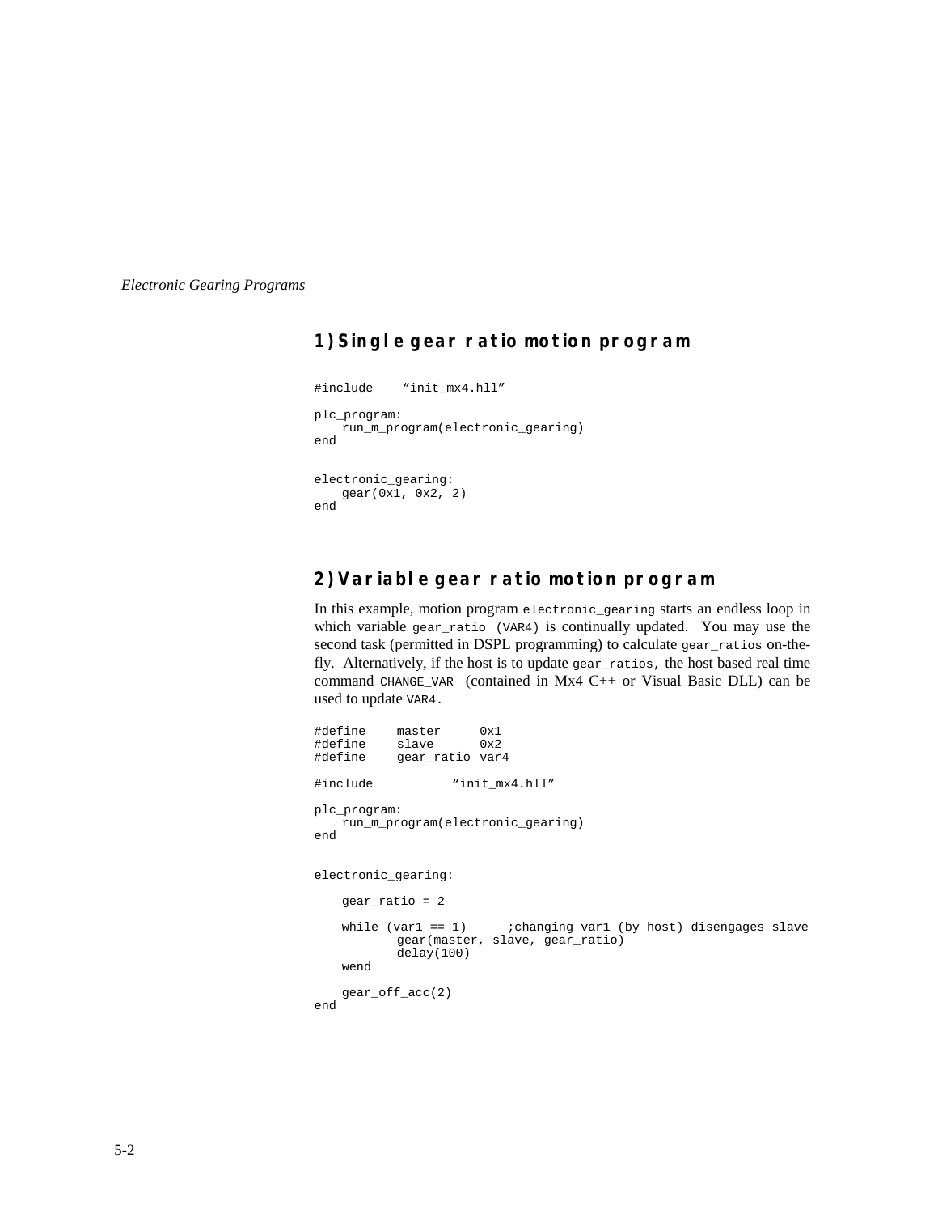## 1) Single gear ratio motion program

```
#include    "init_mx4.hll"

plc_program:
    run_m_program(electronic_gearing)
end


electronic_gearing:
    gear(0x1, 0x2, 2)
end
```

## 2) Variable gear ratio motion program

In this example, motion program `electronic_gearing` starts an endless loop in which variable `gear_ratio (VAR4)` is continually updated. You may use the second task (permitted in DSPL programming) to calculate `gear_ratios` on-the-fly. Alternatively, if the host is to update `gear_ratios`, the host based real time command `CHANGE_VAR` (contained in Mx4 C++ or Visual Basic DLL) can be used to update `VAR4`.

```
#define    master     0x1
#define    slave      0x2
#define    gear_ratio var4

#include          "init_mx4.hll"

plc_program:
    run_m_program(electronic_gearing)
end


electronic_gearing:

    gear_ratio = 2

    while (var1 == 1)      ;changing var1 (by host) disengages slave
            gear(master, slave, gear_ratio)
            delay(100)
    wend

    gear_off_acc(2)
end
```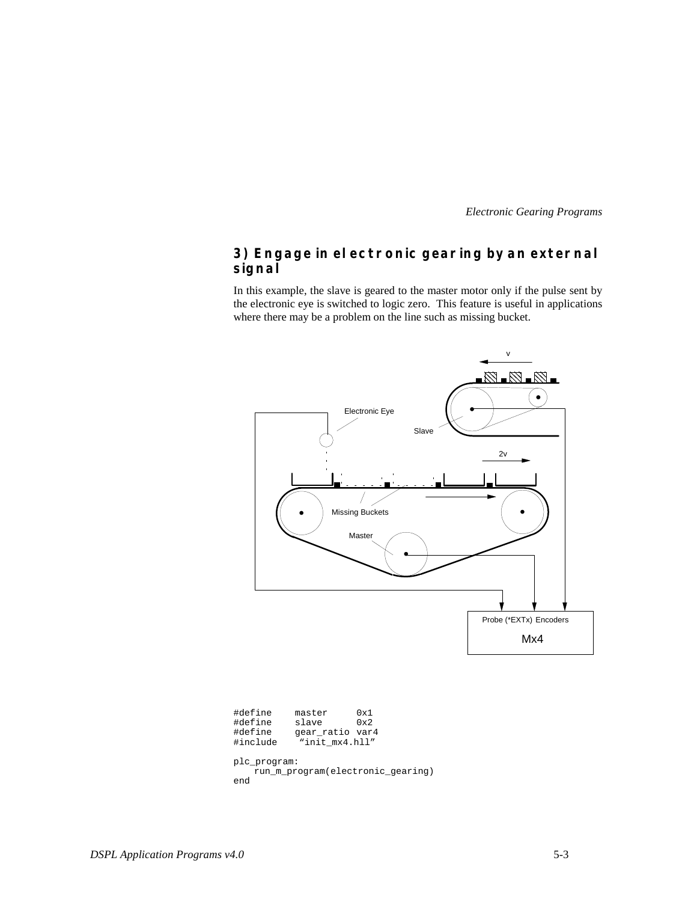### 3) Engage in electronic gearing by an external signal

In this example, the slave is geared to the master motor only if the pulse sent by the electronic eye is switched to logic zero. This feature is useful in applications where there may be a problem on the line such as missing bucket.

```
#define    master     0x1
#define    slave      0x2
#define    gear_ratio var4
#include    "init_mx4.hll"

plc_program:
    run_m_program(electronic_gearing)
end
```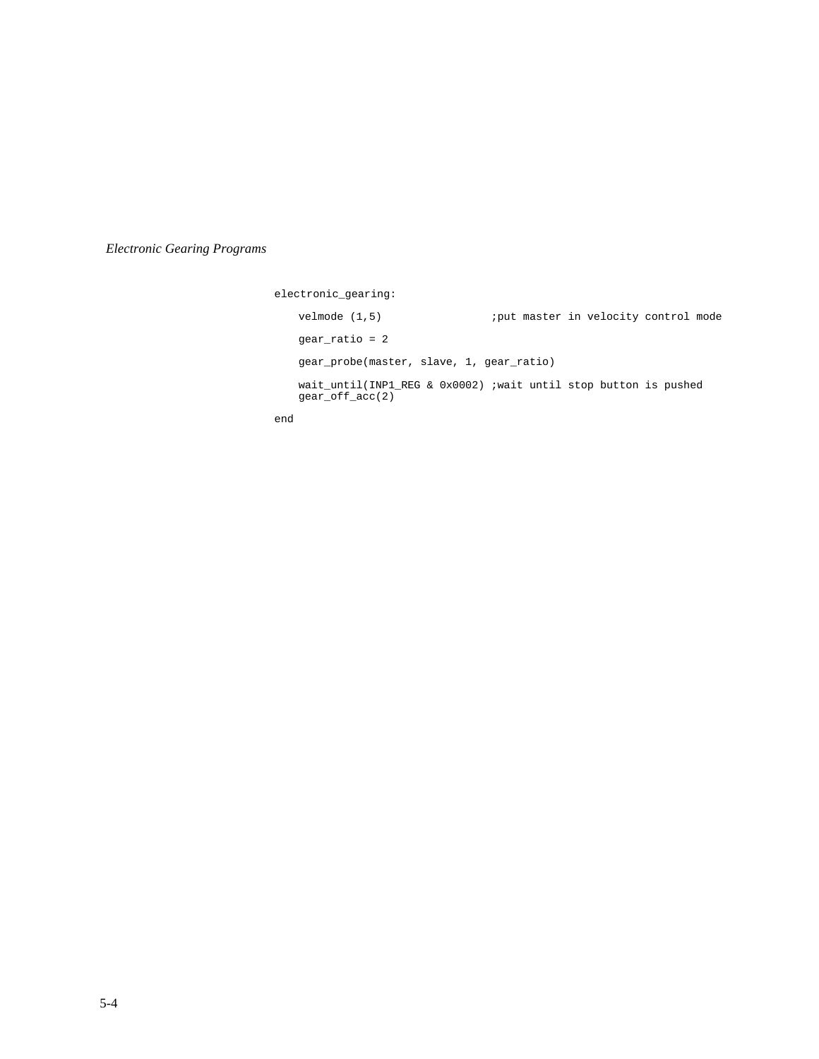*Electronic Gearing Programs*

```
electronic_gearing:

    velmode (1,5)                 ;put master in velocity control mode

    gear_ratio = 2

    gear_probe(master, slave, 1, gear_ratio)

    wait_until(INP1_REG & 0x0002) ;wait until stop button is pushed
    gear_off_acc(2)

end
```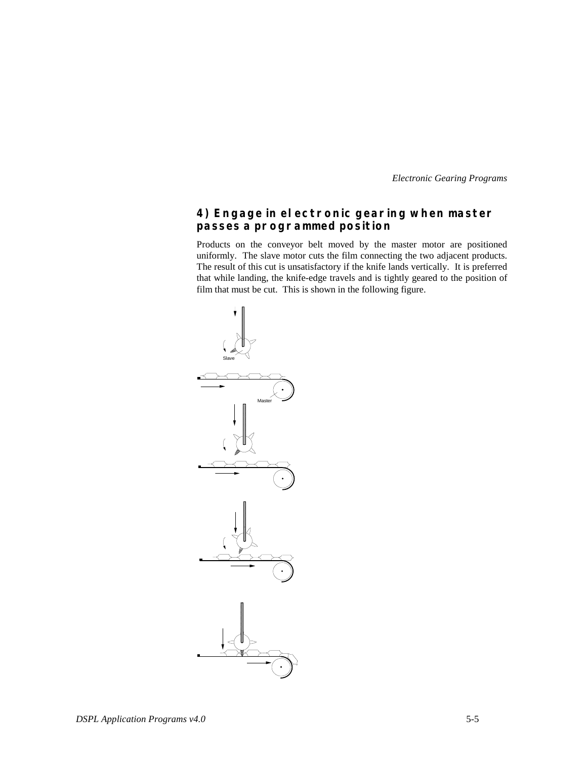## 4) Engage in electronic gearing when master passes a programmed position

Products on the conveyor belt moved by the master motor are positioned uniformly. The slave motor cuts the film connecting the two adjacent products. The result of this cut is unsatisfactory if the knife lands vertically. It is preferred that while landing, the knife-edge travels and is tightly geared to the position of film that must be cut. This is shown in the following figure.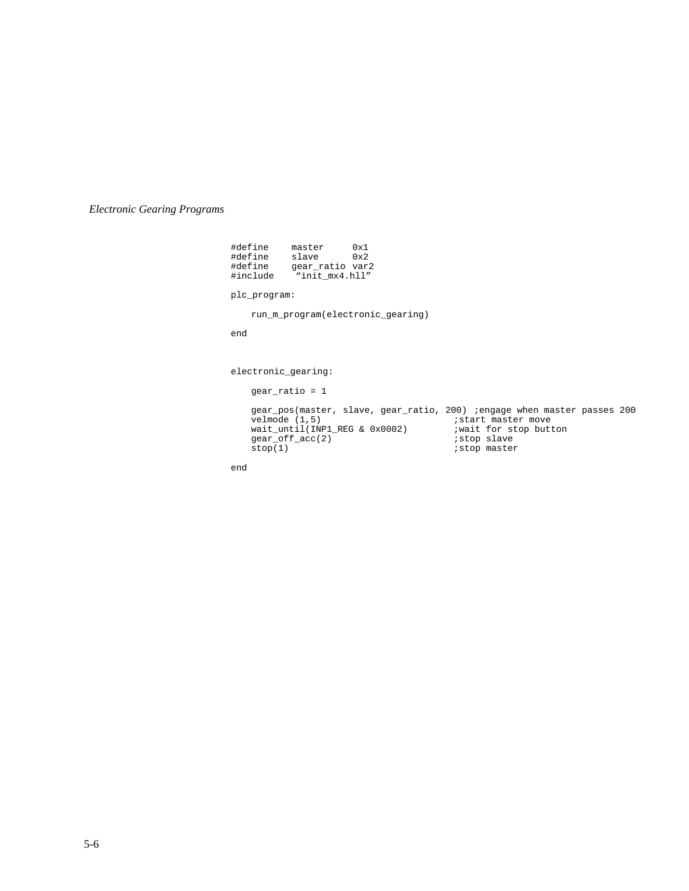*Electronic Gearing Programs*

```
#define    master     0x1
#define    slave      0x2
#define    gear_ratio var2
#include    “init_mx4.hll”

plc_program:

    run_m_program(electronic_gearing)

end



electronic_gearing:

    gear_ratio = 1

    gear_pos(master, slave, gear_ratio, 200) ;engage when master passes 200
    velmode (1,5)                        ;start master move
    wait_until(INP1_REG & 0x0002)        ;wait for stop button
    gear_off_acc(2)                      ;stop slave
    stop(1)                              ;stop master

end
```